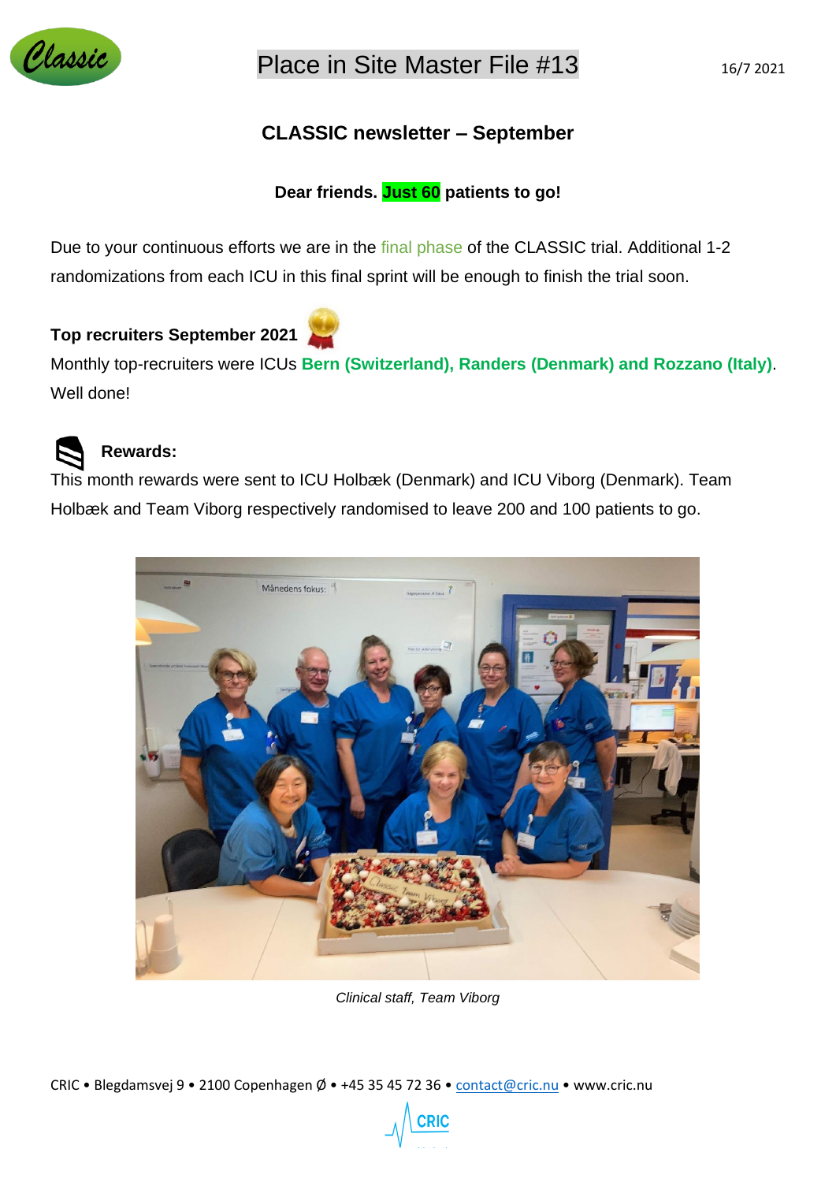Place in Site Master File #13

16/7 2021

## CLASSIC newsletter – September

**Dear friends. Just 60 patients to go!**

Due to your continuous efforts we are in the final phase of the CLASSIC trial. Additional 1-2 randomizations from each ICU in this final sprint will be enough to finish the trial soon.

**Top recruiters September 2021**

Monthly top-recruiters were ICUs **Bern (Switzerland), Randers (Denmark) and Rozzano (Italy)**. Well done!

**Rewards:**

This month rewards were sent to ICU Holbæk (Denmark) and ICU Viborg (Denmark). Team Holbæk and Team Viborg respectively randomised to leave 200 and 100 patients to go.

*Clinical staff, Team Viborg*

CRIC • Blegdamsvej 9 • 2100 Copenhagen Ø • +45 35 45 72 36 • contact@cric.nu • www.cric.nu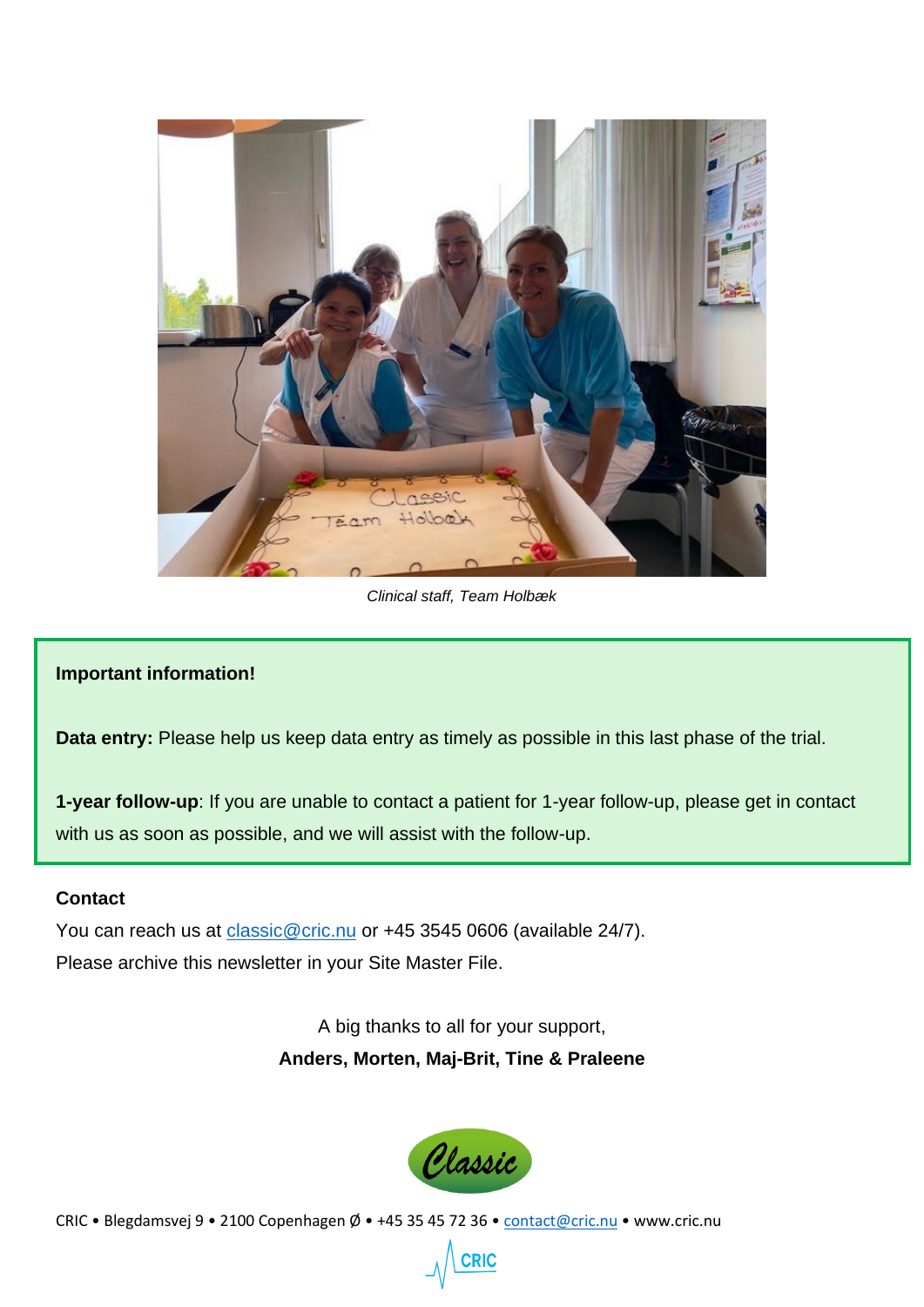*Clinical staff, Team Holbæk*

**Important information!**

**Data entry:** Please help us keep data entry as timely as possible in this last phase of the trial.

**1-year follow-up**: If you are unable to contact a patient for 1-year follow-up, please get in contact with us as soon as possible, and we will assist with the follow-up.

**Contact**

You can reach us at classic@cric.nu or +45 3545 0606 (available 24/7).
Please archive this newsletter in your Site Master File.

A big thanks to all for your support,
**Anders, Morten, Maj-Brit, Tine & Praleene**

CRIC • Blegdamsvej 9 • 2100 Copenhagen Ø • +45 35 45 72 36 • contact@cric.nu • www.cric.nu